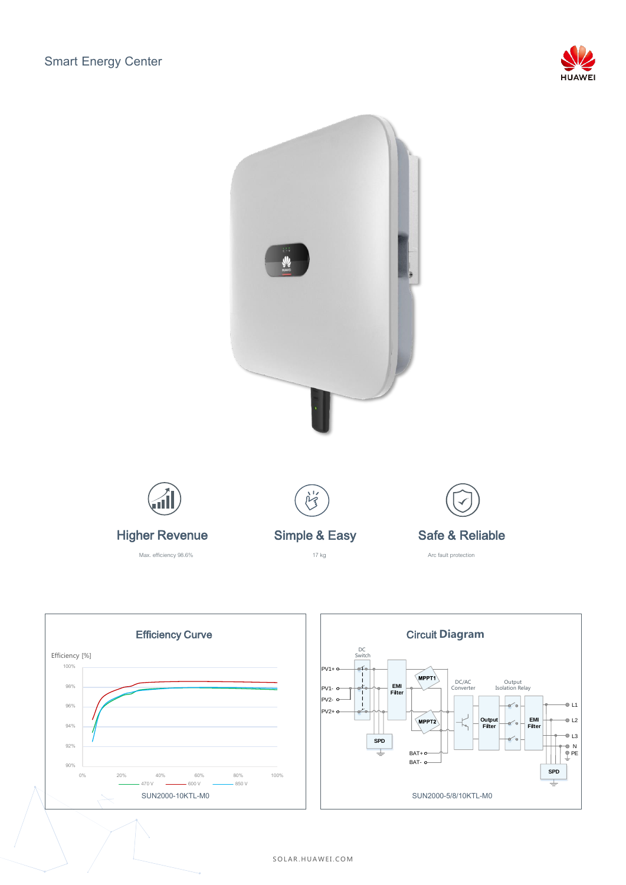# Smart Energy Center

HUAWEI

## Higher Revenue

Max. efficiency 98.6%

## Simple & Easy

17 kg

## Safe & Reliable

Arc fault protection

## Efficiency Curve

Efficiency [%]

100%
98%
96%
94%
92%
90%

0% 20% 40% 60% 80% 100%

470 V
600 V
850 V

SUN2000-10KTL-M0

## Circuit Diagram

DC Switch
PV1+
PV1-
PV2-
PV2+
EMI Filter
MPPT1
MPPT2
SPD
DC/AC Converter
Output Filter
Output Isolation Relay
EMI Filter
BAT+
BAT-
L1
L2
L3
N
PE
SPD

SUN2000-5/8/10KTL-M0

SOLAR.HUAWEI.COM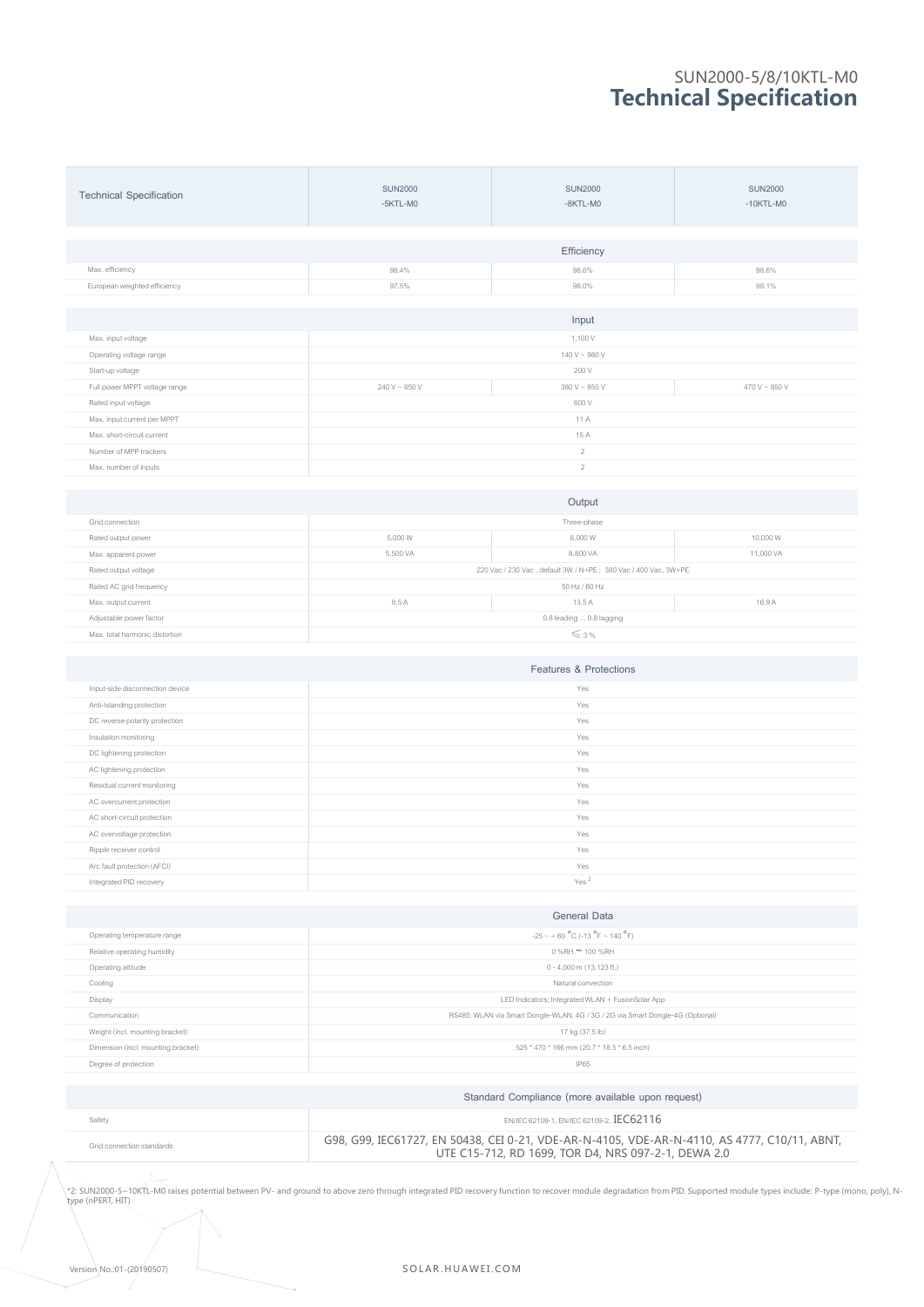# SUN2000-5/8/10KTL-M0 Technical Specification

| Technical Specification | SUN2000 -5KTL-M0 | SUN2000 -8KTL-M0 | SUN2000 -10KTL-M0 |
|---|---|---|---|
| **Efficiency** | | | |
| Max. efficiency | 98.4% | 98.6% | 98.6% |
| European weighted efficiency | 97.5% | 98.0% | 98.1% |
| **Input** | | | |
| Max. input voltage | 1,100 V | | |
| Operating voltage range | 140 V ~ 980 V | | |
| Start-up voltage | 200 V | | |
| Full power MPPT voltage range | 240 V ~ 850 V | 380 V ~ 850 V | 470 V ~ 850 V |
| Rated input voltage | 600 V | | |
| Max. input current per MPPT | 11 A | | |
| Max. short-circuit current | 15 A | | |
| Number of MPP trackers | 2 | | |
| Max. number of inputs | 2 | | |
| **Output** | | | |
| Grid connection | Three-phase | | |
| Rated output power | 5,000 W | 8,000 W | 10,000 W |
| Max. apparent power | 5,500 VA | 8,800 VA | 11,000 VA |
| Rated output voltage | 220 Vac / 230 Vac , default 3W / N+PE ; 380 Vac / 400 Vac, 3W+PE | | |
| Rated AC grid frequency | 50 Hz / 60 Hz | | |
| Max. output current | 8.5 A | 13.5 A | 16.9 A |
| Adjustable power factor | 0.8 leading ... 0.8 lagging | | |
| Max. total harmonic distortion | ≤ 3 % | | |
| **Features & Protections** | | | |
| Input-side disconnection device | Yes | | |
| Anti-Islanding protection | Yes | | |
| DC reverse polarity protection | Yes | | |
| Insulation monitoring | Yes | | |
| DC lightening protection | Yes | | |
| AC lightening protection | Yes | | |
| Residual current monitoring | Yes | | |
| AC overcurrent protection | Yes | | |
| AC short-circuit protection | Yes | | |
| AC overvoltage protection | Yes | | |
| Ripple receiver control | Yes | | |
| Arc fault protection (AFCI) | Yes | | |
| Integrated PID recovery | Yes [2] | | |
| **General Data** | | | |
| Operating temperature range | -25 ~ + 60 °C (-13 °F ~ 140 °F) | | |
| Relative operating humidity | 0 %RH ~ 100 %RH | | |
| Operating altitude | 0 - 4,000 m (13,123 ft.) | | |
| Cooling | Natural convection | | |
| Display | LED Indicators; Integrated WLAN + FusionSolar App | | |
| Communication | RS485; WLAN via Smart Dongle-WLAN; 4G / 3G / 2G via Smart Dongle-4G (Optional) | | |
| Weight (incl. mounting bracket) | 17 kg (37.5 lb) | | |
| Dimension (incl. mounting bracket) | 525 * 470 * 166 mm (20.7 * 18.5 * 6.5 inch) | | |
| Degree of protection | IP65 | | |
| **Standard Compliance (more available upon request)** | | | |
| Safety | EN/IEC 62109-1, EN/IEC 62109-2, IEC62116 | | |
| Grid connection standards | G98, G99, IEC61727, EN 50438, CEI 0-21, VDE-AR-N-4105, VDE-AR-N-4110, AS 4777, C10/11, ABNT, UTE C15-712, RD 1699, TOR D4, NRS 097-2-1, DEWA 2.0 | | |

*2: SUN2000-5~10KTL-M0 raises potential between PV- and ground to above zero through integrated PID recovery function to recover module degradation from PID. Supported module types include: P-type (mono, poly), N-type (nPERT, HIT)

Version No.:01-(20190507)

SOLAR.HUAWEI.COM